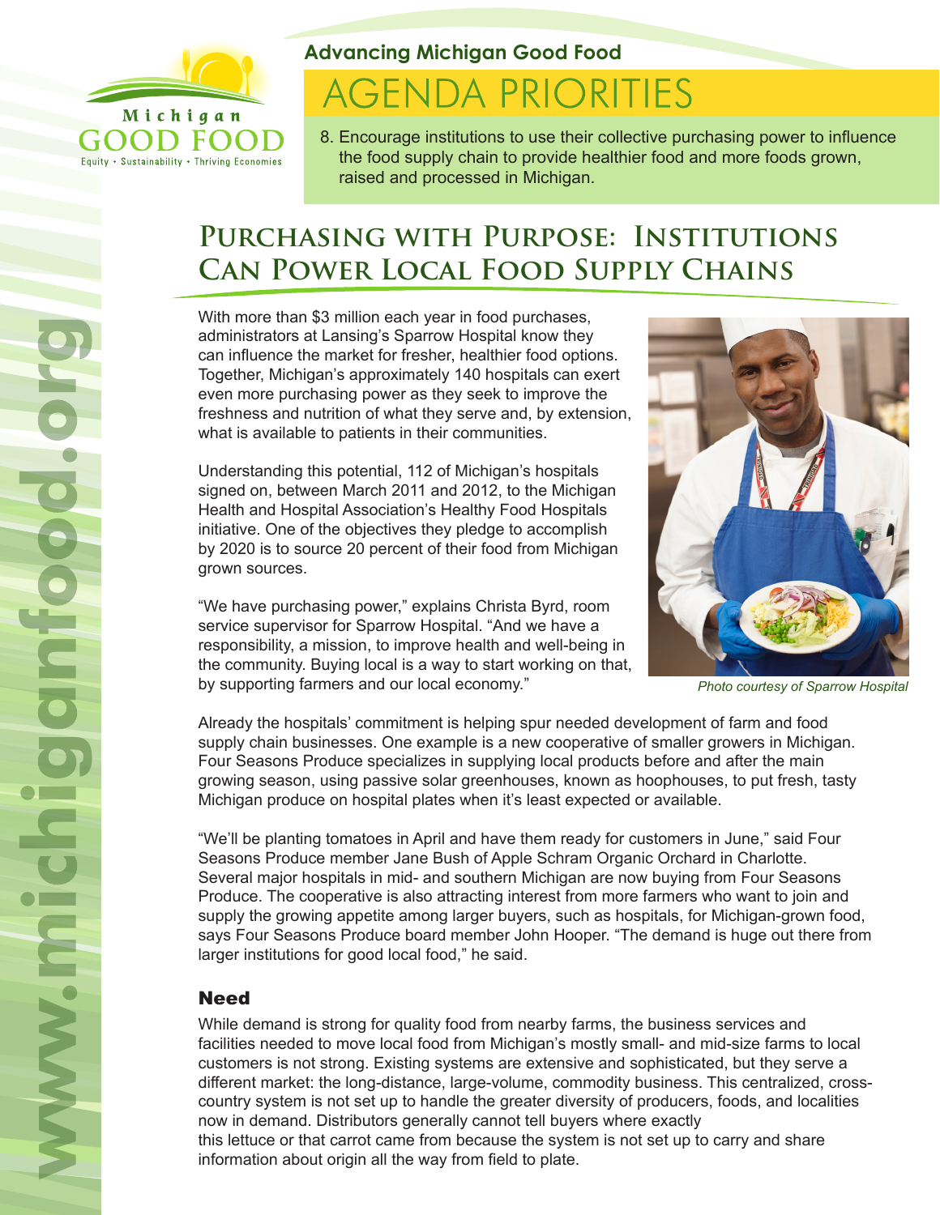Michigan GOOD FOOD

Equity • Sustainability • Thriving Economies

**Advancing Michigan Good Food**

# AGENDA PRIORITIES

8. Encourage institutions to use their collective purchasing power to influence the food supply chain to provide healthier food and more foods grown, raised and processed in Michigan.

## Purchasing with Purpose: Institutions Can Power Local Food Supply Chains

With more than $3 million each year in food purchases, administrators at Lansing's Sparrow Hospital know they can influence the market for fresher, healthier food options. Together, Michigan's approximately 140 hospitals can exert even more purchasing power as they seek to improve the freshness and nutrition of what they serve and, by extension, what is available to patients in their communities.

Understanding this potential, 112 of Michigan's hospitals signed on, between March 2011 and 2012, to the Michigan Health and Hospital Association's Healthy Food Hospitals initiative. One of the objectives they pledge to accomplish by 2020 is to source 20 percent of their food from Michigan grown sources.

"We have purchasing power," explains Christa Byrd, room service supervisor for Sparrow Hospital. "And we have a responsibility, a mission, to improve health and well-being in the community. Buying local is a way to start working on that, by supporting farmers and our local economy."

*Photo courtesy of Sparrow Hospital*

Already the hospitals' commitment is helping spur needed development of farm and food supply chain businesses. One example is a new cooperative of smaller growers in Michigan. Four Seasons Produce specializes in supplying local products before and after the main growing season, using passive solar greenhouses, known as hoophouses, to put fresh, tasty Michigan produce on hospital plates when it's least expected or available.

"We'll be planting tomatoes in April and have them ready for customers in June," said Four Seasons Produce member Jane Bush of Apple Schram Organic Orchard in Charlotte. Several major hospitals in mid- and southern Michigan are now buying from Four Seasons Produce. The cooperative is also attracting interest from more farmers who want to join and supply the growing appetite among larger buyers, such as hospitals, for Michigan-grown food, says Four Seasons Produce board member John Hooper. "The demand is huge out there from larger institutions for good local food," he said.

### Need

While demand is strong for quality food from nearby farms, the business services and facilities needed to move local food from Michigan's mostly small- and mid-size farms to local customers is not strong. Existing systems are extensive and sophisticated, but they serve a different market: the long-distance, large-volume, commodity business. This centralized, cross-country system is not set up to handle the greater diversity of producers, foods, and localities now in demand. Distributors generally cannot tell buyers where exactly this lettuce or that carrot came from because the system is not set up to carry and share information about origin all the way from field to plate.

www.michiganfood.org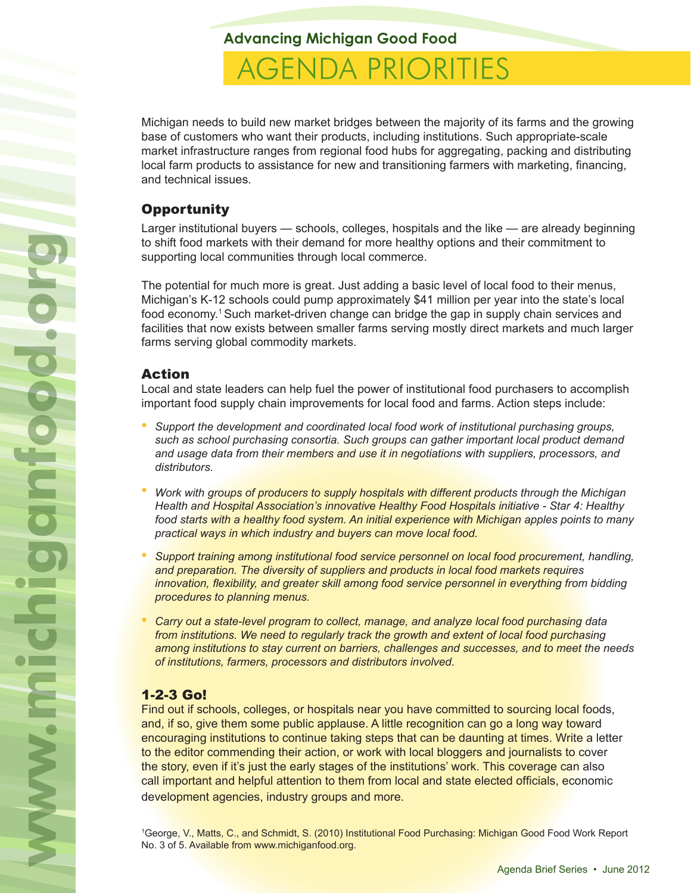**Advancing Michigan Good Food**

# AGENDA PRIORITIES

Michigan needs to build new market bridges between the majority of its farms and the growing base of customers who want their products, including institutions. Such appropriate-scale market infrastructure ranges from regional food hubs for aggregating, packing and distributing local farm products to assistance for new and transitioning farmers with marketing, financing, and technical issues.

## Opportunity

Larger institutional buyers — schools, colleges, hospitals and the like — are already beginning to shift food markets with their demand for more healthy options and their commitment to supporting local communities through local commerce.

The potential for much more is great. Just adding a basic level of local food to their menus, Michigan's K-12 schools could pump approximately $41 million per year into the state's local food economy.[1] Such market-driven change can bridge the gap in supply chain services and facilities that now exists between smaller farms serving mostly direct markets and much larger farms serving global commodity markets.

## Action

Local and state leaders can help fuel the power of institutional food purchasers to accomplish important food supply chain improvements for local food and farms. Action steps include:

- *Support the development and coordinated local food work of institutional purchasing groups, such as school purchasing consortia. Such groups can gather important local product demand and usage data from their members and use it in negotiations with suppliers, processors, and distributors.*
- *Work with groups of producers to supply hospitals with different products through the Michigan Health and Hospital Association's innovative Healthy Food Hospitals initiative - Star 4: Healthy food starts with a healthy food system. An initial experience with Michigan apples points to many practical ways in which industry and buyers can move local food.*
- *Support training among institutional food service personnel on local food procurement, handling, and preparation. The diversity of suppliers and products in local food markets requires innovation, flexibility, and greater skill among food service personnel in everything from bidding procedures to planning menus.*
- *Carry out a state-level program to collect, manage, and analyze local food purchasing data from institutions. We need to regularly track the growth and extent of local food purchasing among institutions to stay current on barriers, challenges and successes, and to meet the needs of institutions, farmers, processors and distributors involved.*

## 1-2-3 Go!

Find out if schools, colleges, or hospitals near you have committed to sourcing local foods, and, if so, give them some public applause. A little recognition can go a long way toward encouraging institutions to continue taking steps that can be daunting at times. Write a letter to the editor commending their action, or work with local bloggers and journalists to cover the story, even if it's just the early stages of the institutions' work. This coverage can also call important and helpful attention to them from local and state elected officials, economic development agencies, industry groups and more.

[1]George, V., Matts, C., and Schmidt, S. (2010) Institutional Food Purchasing: Michigan Good Food Work Report No. 3 of 5. Available from www.michiganfood.org.

www.michiganfood.org

Agenda Brief Series • June 2012